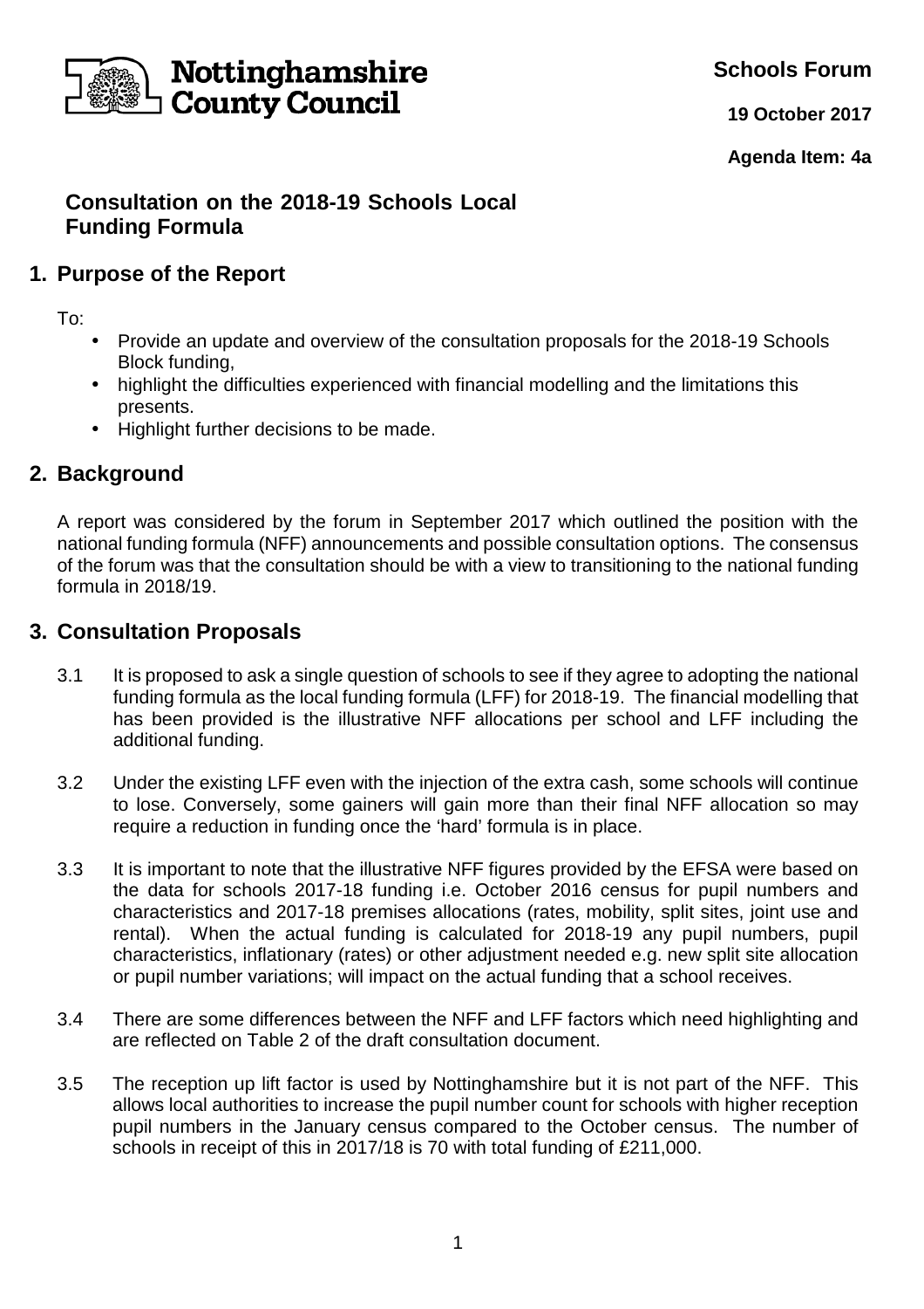Nottinghamshire County Council

**Schools Forum**

**19 October 2017**

**Agenda Item: 4a**

# Consultation on the 2018-19 Schools Local Funding Formula

## 1. Purpose of the Report

To:

- Provide an update and overview of the consultation proposals for the 2018-19 Schools Block funding,
- highlight the difficulties experienced with financial modelling and the limitations this presents.
- Highlight further decisions to be made.

## 2. Background

A report was considered by the forum in September 2017 which outlined the position with the national funding formula (NFF) announcements and possible consultation options. The consensus of the forum was that the consultation should be with a view to transitioning to the national funding formula in 2018/19.

## 3. Consultation Proposals

3.1 It is proposed to ask a single question of schools to see if they agree to adopting the national funding formula as the local funding formula (LFF) for 2018-19. The financial modelling that has been provided is the illustrative NFF allocations per school and LFF including the additional funding.

3.2 Under the existing LFF even with the injection of the extra cash, some schools will continue to lose. Conversely, some gainers will gain more than their final NFF allocation so may require a reduction in funding once the 'hard' formula is in place.

3.3 It is important to note that the illustrative NFF figures provided by the EFSA were based on the data for schools 2017-18 funding i.e. October 2016 census for pupil numbers and characteristics and 2017-18 premises allocations (rates, mobility, split sites, joint use and rental). When the actual funding is calculated for 2018-19 any pupil numbers, pupil characteristics, inflationary (rates) or other adjustment needed e.g. new split site allocation or pupil number variations; will impact on the actual funding that a school receives.

3.4 There are some differences between the NFF and LFF factors which need highlighting and are reflected on Table 2 of the draft consultation document.

3.5 The reception up lift factor is used by Nottinghamshire but it is not part of the NFF. This allows local authorities to increase the pupil number count for schools with higher reception pupil numbers in the January census compared to the October census. The number of schools in receipt of this in 2017/18 is 70 with total funding of £211,000.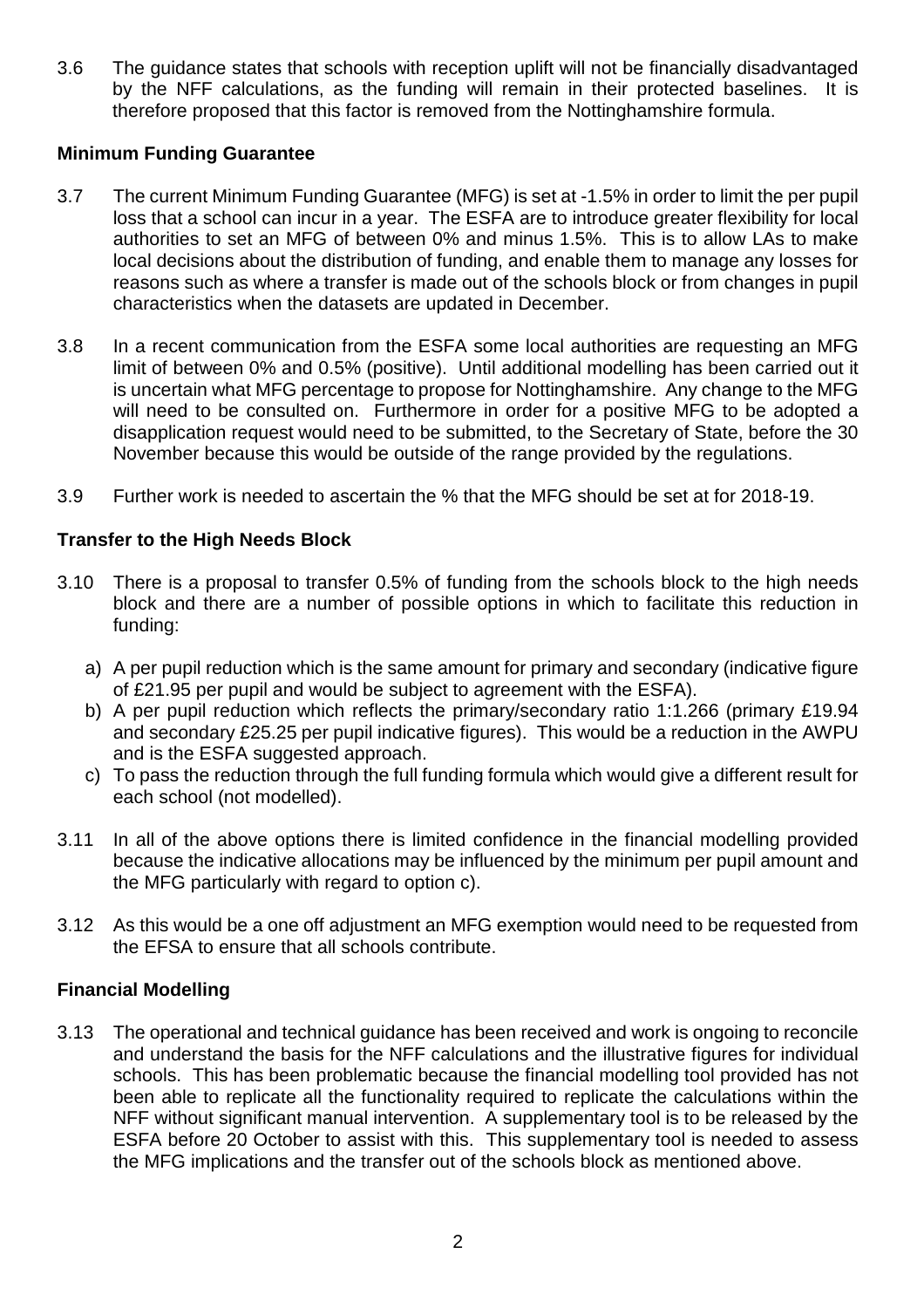3.6 The guidance states that schools with reception uplift will not be financially disadvantaged by the NFF calculations, as the funding will remain in their protected baselines. It is therefore proposed that this factor is removed from the Nottinghamshire formula.

**Minimum Funding Guarantee**

3.7 The current Minimum Funding Guarantee (MFG) is set at -1.5% in order to limit the per pupil loss that a school can incur in a year. The ESFA are to introduce greater flexibility for local authorities to set an MFG of between 0% and minus 1.5%. This is to allow LAs to make local decisions about the distribution of funding, and enable them to manage any losses for reasons such as where a transfer is made out of the schools block or from changes in pupil characteristics when the datasets are updated in December.

3.8 In a recent communication from the ESFA some local authorities are requesting an MFG limit of between 0% and 0.5% (positive). Until additional modelling has been carried out it is uncertain what MFG percentage to propose for Nottinghamshire. Any change to the MFG will need to be consulted on. Furthermore in order for a positive MFG to be adopted a disapplication request would need to be submitted, to the Secretary of State, before the 30 November because this would be outside of the range provided by the regulations.

3.9 Further work is needed to ascertain the % that the MFG should be set at for 2018-19.

**Transfer to the High Needs Block**

3.10 There is a proposal to transfer 0.5% of funding from the schools block to the high needs block and there are a number of possible options in which to facilitate this reduction in funding:

a) A per pupil reduction which is the same amount for primary and secondary (indicative figure of £21.95 per pupil and would be subject to agreement with the ESFA).
b) A per pupil reduction which reflects the primary/secondary ratio 1:1.266 (primary £19.94 and secondary £25.25 per pupil indicative figures). This would be a reduction in the AWPU and is the ESFA suggested approach.
c) To pass the reduction through the full funding formula which would give a different result for each school (not modelled).

3.11 In all of the above options there is limited confidence in the financial modelling provided because the indicative allocations may be influenced by the minimum per pupil amount and the MFG particularly with regard to option c).

3.12 As this would be a one off adjustment an MFG exemption would need to be requested from the EFSA to ensure that all schools contribute.

**Financial Modelling**

3.13 The operational and technical guidance has been received and work is ongoing to reconcile and understand the basis for the NFF calculations and the illustrative figures for individual schools. This has been problematic because the financial modelling tool provided has not been able to replicate all the functionality required to replicate the calculations within the NFF without significant manual intervention. A supplementary tool is to be released by the ESFA before 20 October to assist with this. This supplementary tool is needed to assess the MFG implications and the transfer out of the schools block as mentioned above.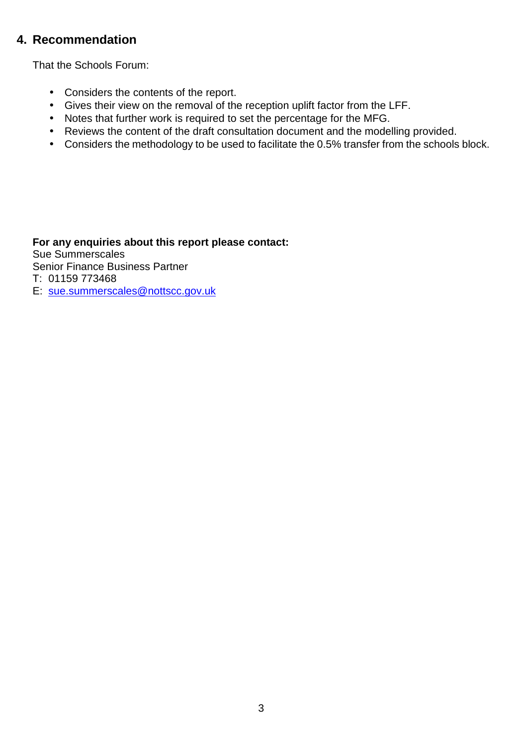## 4. Recommendation

That the Schools Forum:

- Considers the contents of the report.
- Gives their view on the removal of the reception uplift factor from the LFF.
- Notes that further work is required to set the percentage for the MFG.
- Reviews the content of the draft consultation document and the modelling provided.
- Considers the methodology to be used to facilitate the 0.5% transfer from the schools block.

**For any enquiries about this report please contact:**
Sue Summerscales
Senior Finance Business Partner
T: 01159 773468
E: sue.summerscales@nottscc.gov.uk